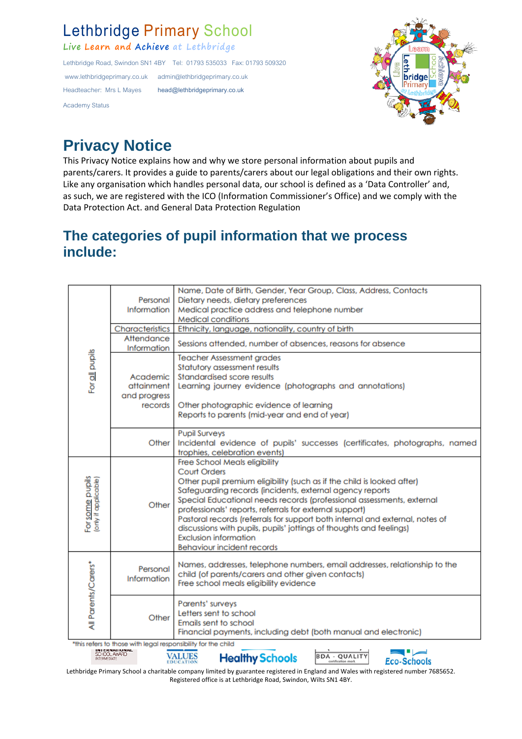# Lethbridge Primary School

*Live Learn and Achieve at Lethbridge*

Lethbridge Road, Swindon SN1 4BY Tel: 01793 535033 Fax: 01793 509320

www.lethbridgeprimary.co.uk admin@lethbridgeprimary.co.uk

Headteacher: Mrs L Mayes head@lethbridgeprimary.co.uk

Academy Status

# Privacy Notice

This Privacy Notice explains how and why we store personal information about pupils and parents/carers. It provides a guide to parents/carers about our legal obligations and their own rights. Like any organisation which handles personal data, our school is defined as a 'Data Controller' and, as such, we are registered with the ICO (Information Commissioner's Office) and we comply with the Data Protection Act. and General Data Protection Regulation

## The categories of pupil information that we process include:

| | | |
|---|---|---|
| For all pupils | Personal Information | Name, Date of Birth, Gender, Year Group, Class, Address, Contacts<br>Dietary needs, dietary preferences<br>Medical practice address and telephone number<br>Medical conditions |
| | Characteristics | Ethnicity, language, nationality, country of birth |
| | Attendance Information | Sessions attended, number of absences, reasons for absence |
| | Academic attainment and progress records | Teacher Assessment grades<br>Statutory assessment results<br>Standardised score results<br>Learning journey evidence (photographs and annotations)<br>Other photographic evidence of learning<br>Reports to parents (mid-year and end of year) |
| | Other | Pupil Surveys<br>Incidental evidence of pupils' successes (certificates, photographs, named trophies, celebration events) |
| For some pupils (only if applicable) | Other | Free School Meals eligibility<br>Court Orders<br>Other pupil premium eligibility (such as if the child is looked after)<br>Safeguarding records (incidents, external agency reports<br>Special Educational needs records (professional assessments, external professionals' reports, referrals for external support)<br>Pastoral records (referrals for support both internal and external, notes of discussions with pupils, pupils' jottings of thoughts and feelings)<br>Exclusion information<br>Behaviour incident records |
| All Parents/Carers* | Personal Information | Names, addresses, telephone numbers, email addresses, relationship to the child (of parents/carers and other given contacts)<br>Free school meals eligibility evidence |
| | Other | Parents' surveys<br>Letters sent to school<br>Emails sent to school<br>Financial payments, including debt (both manual and electronic) |

*this refers to those with legal responsibility for the child

International School Award Intermediate | Values Education | Healthy Schools | BDA - Quality | Eco-Schools

Lethbridge Primary School a charitable company limited by guarantee registered in England and Wales with registered number 7685652. Registered office is at Lethbridge Road, Swindon, Wilts SN1 4BY.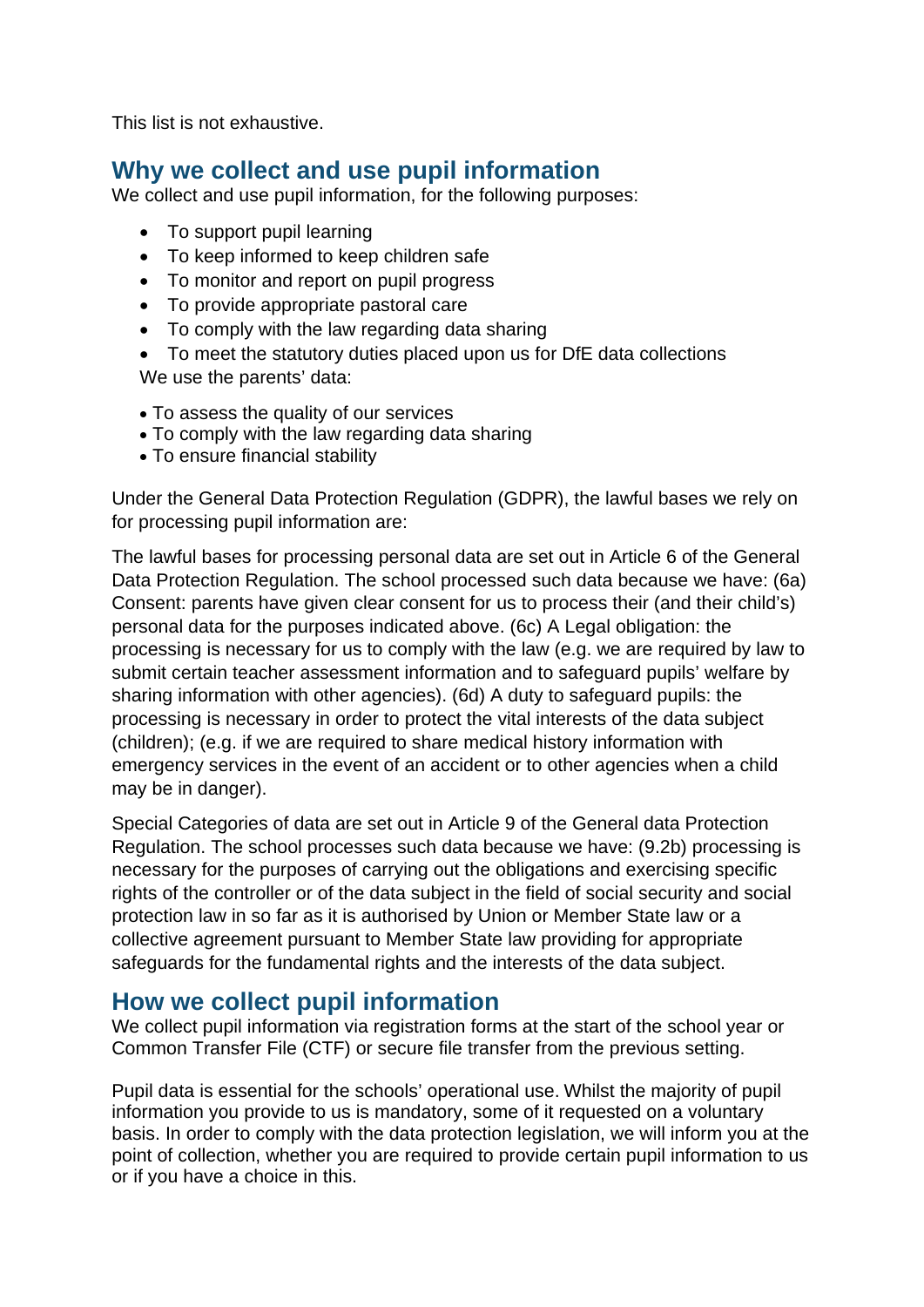This list is not exhaustive.

## Why we collect and use pupil information

We collect and use pupil information, for the following purposes:

- To support pupil learning
- To keep informed to keep children safe
- To monitor and report on pupil progress
- To provide appropriate pastoral care
- To comply with the law regarding data sharing
- To meet the statutory duties placed upon us for DfE data collections

We use the parents' data:

- To assess the quality of our services
- To comply with the law regarding data sharing
- To ensure financial stability

Under the General Data Protection Regulation (GDPR), the lawful bases we rely on for processing pupil information are:

The lawful bases for processing personal data are set out in Article 6 of the General Data Protection Regulation. The school processed such data because we have: (6a) Consent: parents have given clear consent for us to process their (and their child's) personal data for the purposes indicated above. (6c) A Legal obligation: the processing is necessary for us to comply with the law (e.g. we are required by law to submit certain teacher assessment information and to safeguard pupils' welfare by sharing information with other agencies). (6d) A duty to safeguard pupils: the processing is necessary in order to protect the vital interests of the data subject (children); (e.g. if we are required to share medical history information with emergency services in the event of an accident or to other agencies when a child may be in danger).

Special Categories of data are set out in Article 9 of the General data Protection Regulation. The school processes such data because we have: (9.2b) processing is necessary for the purposes of carrying out the obligations and exercising specific rights of the controller or of the data subject in the field of social security and social protection law in so far as it is authorised by Union or Member State law or a collective agreement pursuant to Member State law providing for appropriate safeguards for the fundamental rights and the interests of the data subject.

## How we collect pupil information

We collect pupil information via registration forms at the start of the school year or Common Transfer File (CTF) or secure file transfer from the previous setting.

Pupil data is essential for the schools' operational use. Whilst the majority of pupil information you provide to us is mandatory, some of it requested on a voluntary basis. In order to comply with the data protection legislation, we will inform you at the point of collection, whether you are required to provide certain pupil information to us or if you have a choice in this.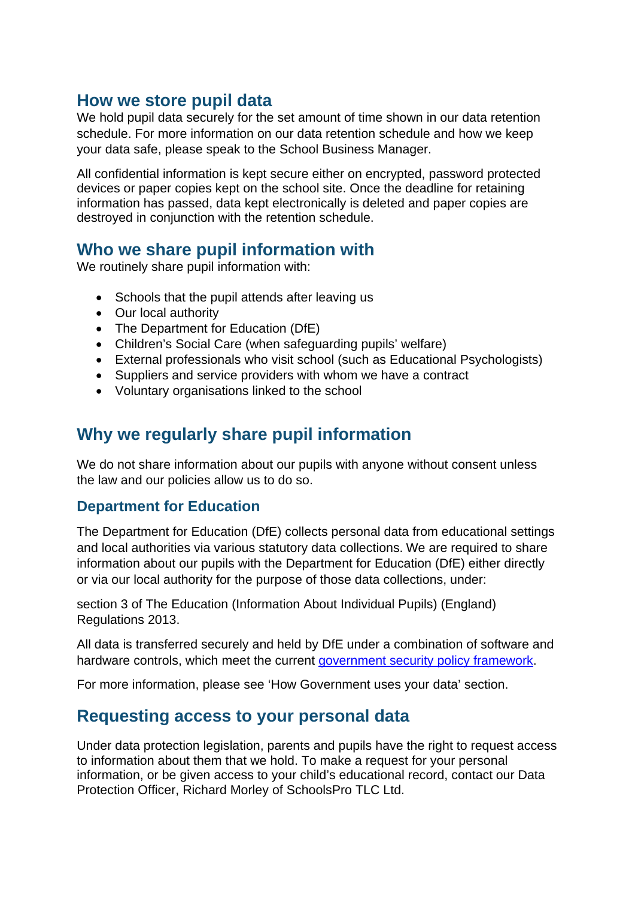## How we store pupil data

We hold pupil data securely for the set amount of time shown in our data retention schedule. For more information on our data retention schedule and how we keep your data safe, please speak to the School Business Manager.

All confidential information is kept secure either on encrypted, password protected devices or paper copies kept on the school site. Once the deadline for retaining information has passed, data kept electronically is deleted and paper copies are destroyed in conjunction with the retention schedule.

## Who we share pupil information with

We routinely share pupil information with:

- Schools that the pupil attends after leaving us
- Our local authority
- The Department for Education (DfE)
- Children's Social Care (when safeguarding pupils' welfare)
- External professionals who visit school (such as Educational Psychologists)
- Suppliers and service providers with whom we have a contract
- Voluntary organisations linked to the school

## Why we regularly share pupil information

We do not share information about our pupils with anyone without consent unless the law and our policies allow us to do so.

### Department for Education

The Department for Education (DfE) collects personal data from educational settings and local authorities via various statutory data collections. We are required to share information about our pupils with the Department for Education (DfE) either directly or via our local authority for the purpose of those data collections, under:

section 3 of The Education (Information About Individual Pupils) (England) Regulations 2013.

All data is transferred securely and held by DfE under a combination of software and hardware controls, which meet the current [government security policy framework](#).

For more information, please see 'How Government uses your data' section.

## Requesting access to your personal data

Under data protection legislation, parents and pupils have the right to request access to information about them that we hold. To make a request for your personal information, or be given access to your child's educational record, contact our Data Protection Officer, Richard Morley of SchoolsPro TLC Ltd.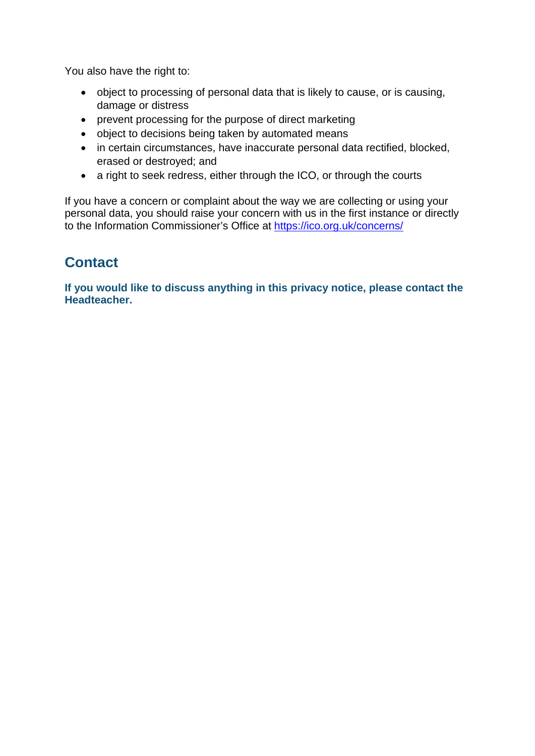You also have the right to:

- object to processing of personal data that is likely to cause, or is causing, damage or distress
- prevent processing for the purpose of direct marketing
- object to decisions being taken by automated means
- in certain circumstances, have inaccurate personal data rectified, blocked, erased or destroyed; and
- a right to seek redress, either through the ICO, or through the courts

If you have a concern or complaint about the way we are collecting or using your personal data, you should raise your concern with us in the first instance or directly to the Information Commissioner's Office at https://ico.org.uk/concerns/

## Contact

**If you would like to discuss anything in this privacy notice, please contact the Headteacher.**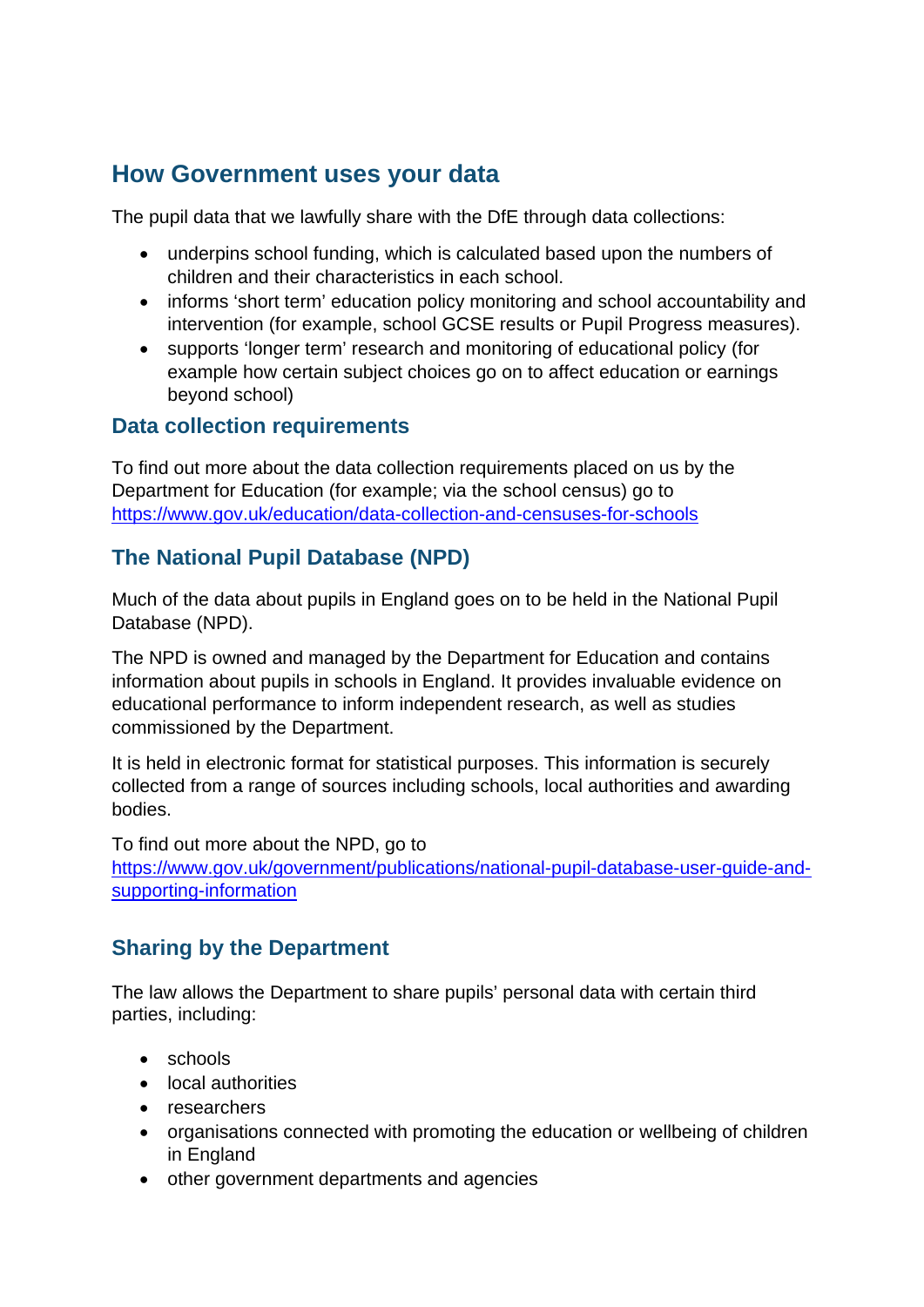## How Government uses your data

The pupil data that we lawfully share with the DfE through data collections:

- underpins school funding, which is calculated based upon the numbers of children and their characteristics in each school.
- informs 'short term' education policy monitoring and school accountability and intervention (for example, school GCSE results or Pupil Progress measures).
- supports 'longer term' research and monitoring of educational policy (for example how certain subject choices go on to affect education or earnings beyond school)

### Data collection requirements

To find out more about the data collection requirements placed on us by the Department for Education (for example; via the school census) go to [https://www.gov.uk/education/data-collection-and-censuses-for-schools](https://www.gov.uk/education/data-collection-and-censuses-for-schools)

### The National Pupil Database (NPD)

Much of the data about pupils in England goes on to be held in the National Pupil Database (NPD).

The NPD is owned and managed by the Department for Education and contains information about pupils in schools in England. It provides invaluable evidence on educational performance to inform independent research, as well as studies commissioned by the Department.

It is held in electronic format for statistical purposes. This information is securely collected from a range of sources including schools, local authorities and awarding bodies.

To find out more about the NPD, go to [https://www.gov.uk/government/publications/national-pupil-database-user-guide-and-supporting-information](https://www.gov.uk/government/publications/national-pupil-database-user-guide-and-supporting-information)

### Sharing by the Department

The law allows the Department to share pupils' personal data with certain third parties, including:

- schools
- local authorities
- researchers
- organisations connected with promoting the education or wellbeing of children in England
- other government departments and agencies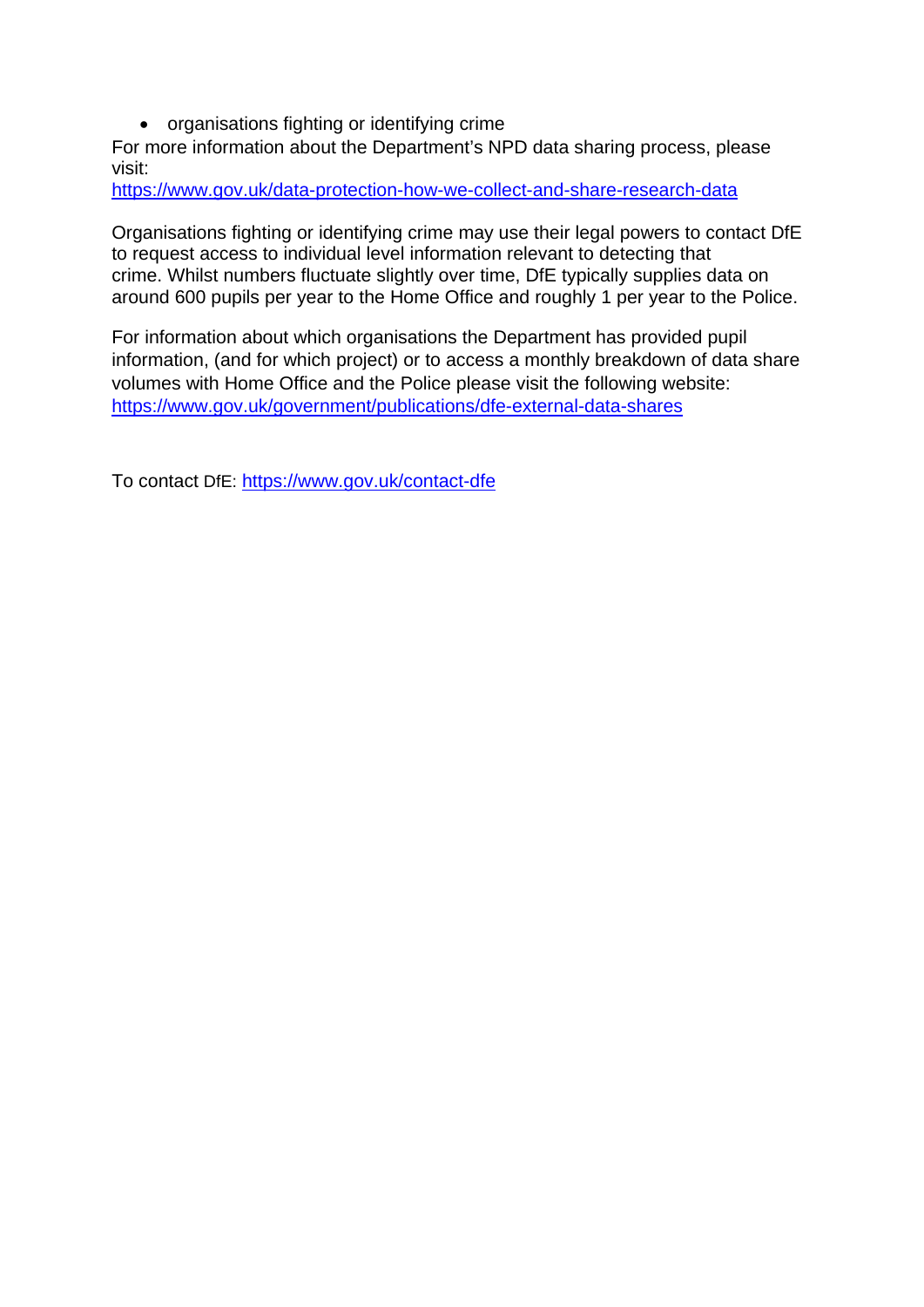- organisations fighting or identifying crime

For more information about the Department's NPD data sharing process, please visit:
https://www.gov.uk/data-protection-how-we-collect-and-share-research-data

Organisations fighting or identifying crime may use their legal powers to contact DfE to request access to individual level information relevant to detecting that crime. Whilst numbers fluctuate slightly over time, DfE typically supplies data on around 600 pupils per year to the Home Office and roughly 1 per year to the Police.

For information about which organisations the Department has provided pupil information, (and for which project) or to access a monthly breakdown of data share volumes with Home Office and the Police please visit the following website:
https://www.gov.uk/government/publications/dfe-external-data-shares

To contact DfE: https://www.gov.uk/contact-dfe